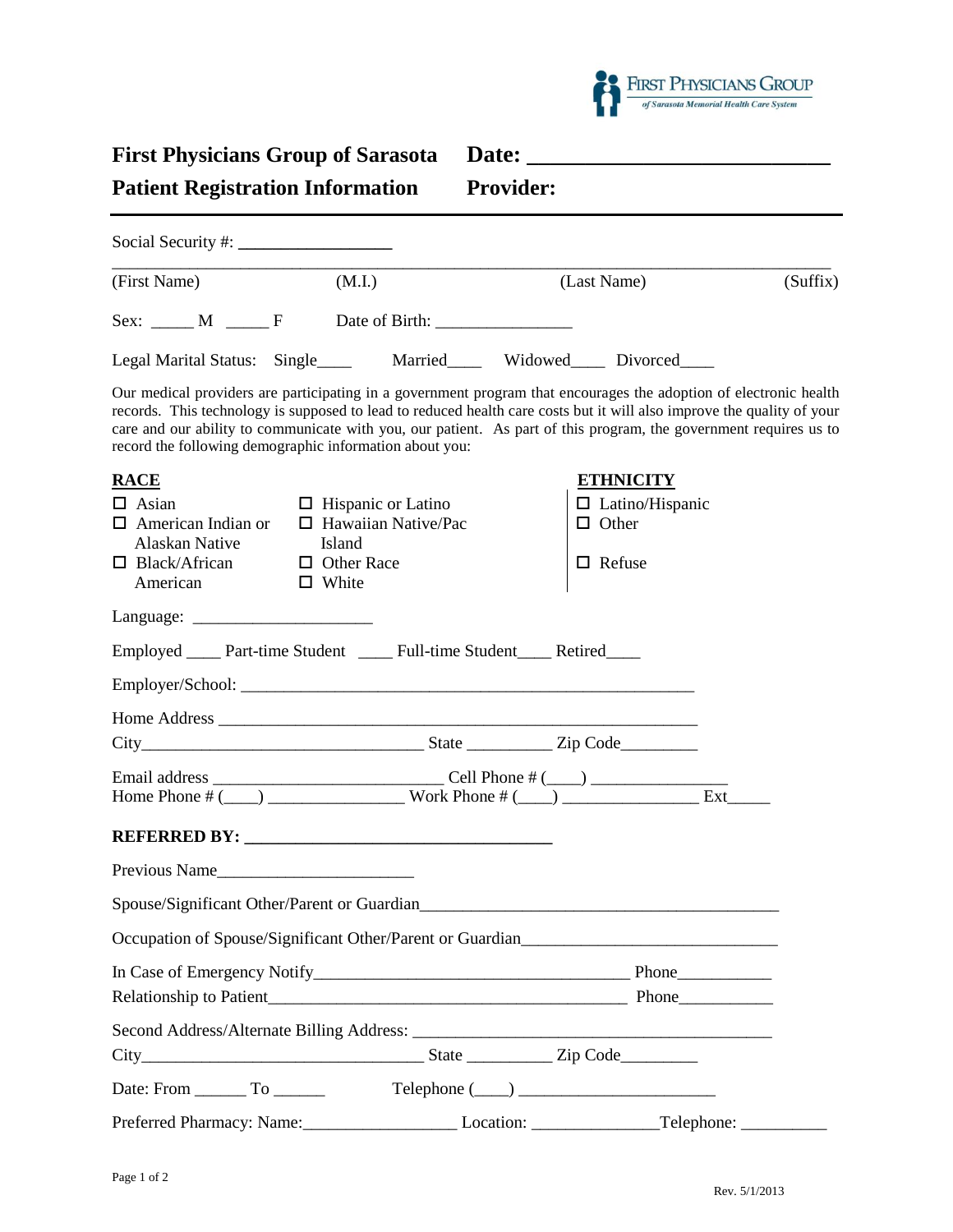FIRST PHYSICIANS GROUP
*of Sarasota Memorial Health Care System*

**First Physicians Group of Sarasota** **Date: ___________________________**

**Patient Registration Information** **Provider:**

Social Security #: _________________

_____________________________________________________________________________

(First Name) (M.I.) (Last Name) (Suffix)

Sex: _____ M _____ F Date of Birth: _______________

Legal Marital Status: Single____ Married____ Widowed____ Divorced____

Our medical providers are participating in a government program that encourages the adoption of electronic health records. This technology is supposed to lead to reduced health care costs but it will also improve the quality of your care and our ability to communicate with you, our patient. As part of this program, the government requires us to record the following demographic information about you:

**RACE**

- ☐ Asian
- ☐ American Indian or Alaskan Native
- ☐ Black/African American
- ☐ Hispanic or Latino
- ☐ Hawaiian Native/Pac Island
- ☐ Other Race
- ☐ White

**ETHNICITY**

- ☐ Latino/Hispanic
- ☐ Other
- ☐ Refuse

Language: ____________________

Employed ____ Part-time Student ____ Full-time Student____ Retired____

Employer/School: _____________________________________________________

Home Address _____________________________________________________

City________________________________ State __________ Zip Code_________

Email address _________________________ Cell Phone # (___) _______________
Home Phone # (___) _______________ Work Phone # (___) _______________ Ext_____

**REFERRED BY: ___________________________________**

Previous Name______________________

Spouse/Significant Other/Parent or Guardian________________________________________

Occupation of Spouse/Significant Other/Parent or Guardian_____________________________

In Case of Emergency Notify____________________________________ Phone___________
Relationship to Patient__________________________________________ Phone___________

Second Address/Alternate Billing Address: __________________________________________

City________________________________ State __________ Zip Code_________

Date: From ______ To ______ Telephone (___) ______________________

Preferred Pharmacy: Name:_________________ Location: ______________Telephone: __________

Rev. 5/1/2013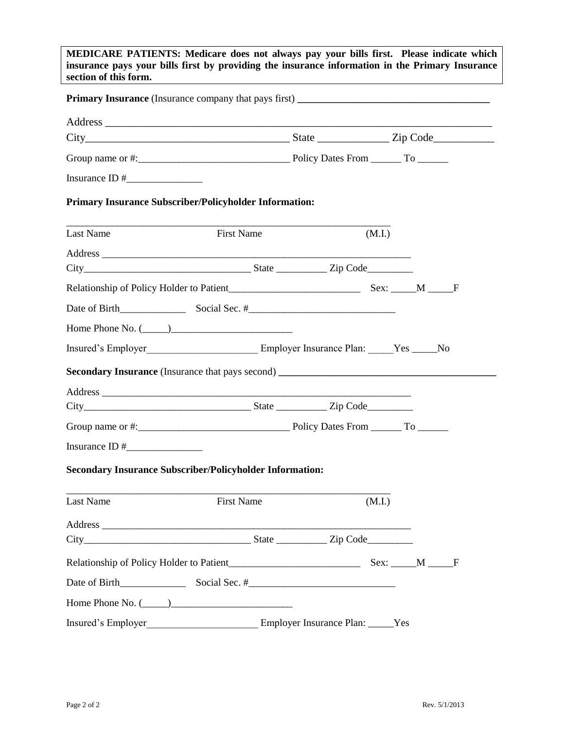**MEDICARE PATIENTS: Medicare does not always pay your bills first. Please indicate which insurance pays your bills first by providing the insurance information in the Primary Insurance section of this form.**

**Primary Insurance** (Insurance company that pays first) ______________________________________

Address ___________________________________________________________________________

City_______________________________________ State _____________ Zip Code___________

Group name or #:______________________________ Policy Dates From ______ To ______

Insurance ID #_______________

**Primary Insurance Subscriber/Policyholder Information:**

_________________________________________________________________

Last Name First Name (M.I.)

Address ______________________________________________________________

City_________________________________ State __________ Zip Code_________

Relationship of Policy Holder to Patient__________________________ Sex: _____M _____F

Date of Birth_____________ Social Sec. #_____________________________

Home Phone No. (_____)________________________

Insured's Employer______________________ Employer Insurance Plan: _____Yes _____No

**Secondary Insurance** (Insurance that pays second) ___________________________________________

Address ______________________________________________________________

City_________________________________ State __________ Zip Code_________

Group name or #:______________________________ Policy Dates From ______ To ______

Insurance ID #_______________

**Secondary Insurance Subscriber/Policyholder Information:**

_________________________________________________________________

Last Name First Name (M.I.)

Address ______________________________________________________________

City_________________________________ State __________ Zip Code_________

Relationship of Policy Holder to Patient__________________________ Sex: _____M _____F

Date of Birth_____________ Social Sec. #_____________________________

Home Phone No. (_____)________________________

Insured's Employer______________________ Employer Insurance Plan: _____Yes

Rev. 5/1/2013